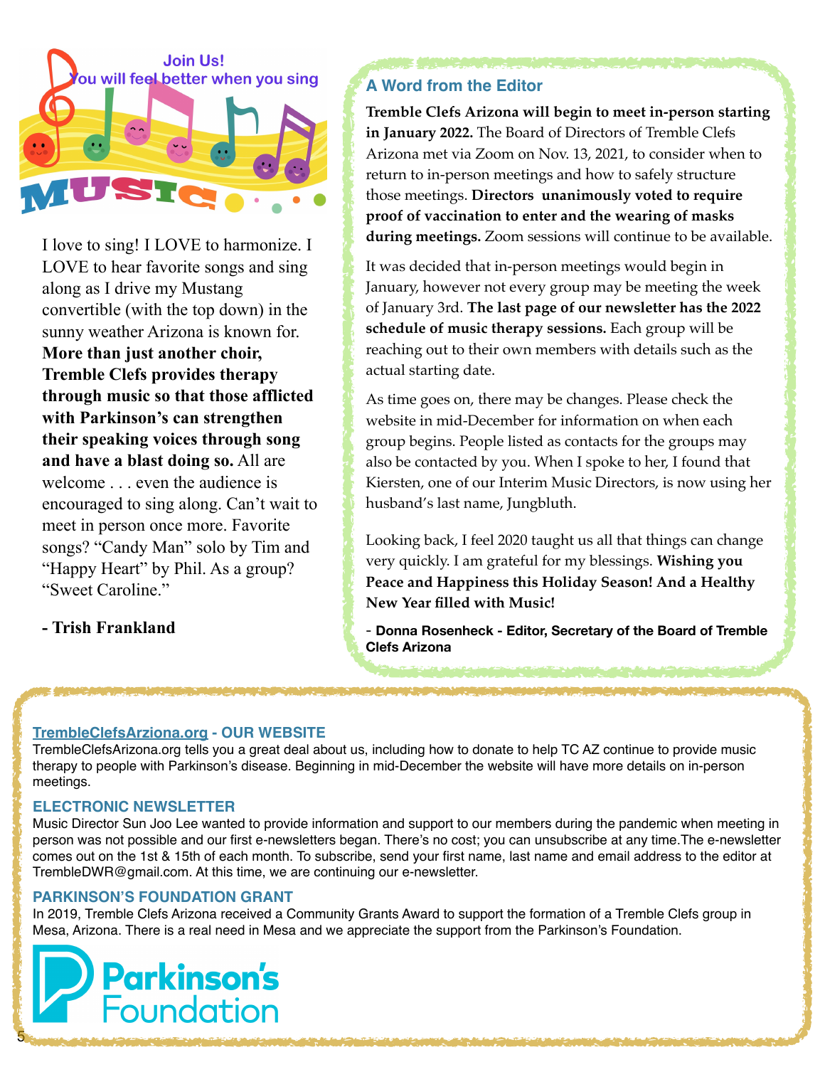Join Us!
You will feel better when you sing

MUSIC

I love to sing! I LOVE to harmonize. I LOVE to hear favorite songs and sing along as I drive my Mustang convertible (with the top down) in the sunny weather Arizona is known for. **More than just another choir, Tremble Clefs provides therapy through music so that those afflicted with Parkinson's can strengthen their speaking voices through song and have a blast doing so.** All are welcome . . . even the audience is encouraged to sing along. Can't wait to meet in person once more. Favorite songs? "Candy Man" solo by Tim and "Happy Heart" by Phil. As a group? "Sweet Caroline."

**- Trish Frankland**

## A Word from the Editor

**Tremble Clefs Arizona will begin to meet in-person starting in January 2022.** The Board of Directors of Tremble Clefs Arizona met via Zoom on Nov. 13, 2021, to consider when to return to in-person meetings and how to safely structure those meetings. **Directors unanimously voted to require proof of vaccination to enter and the wearing of masks during meetings.** Zoom sessions will continue to be available.

It was decided that in-person meetings would begin in January, however not every group may be meeting the week of January 3rd. **The last page of our newsletter has the 2022 schedule of music therapy sessions.** Each group will be reaching out to their own members with details such as the actual starting date.

As time goes on, there may be changes. Please check the website in mid-December for information on when each group begins. People listed as contacts for the groups may also be contacted by you. When I spoke to her, I found that Kiersten, one of our Interim Music Directors, is now using her husband's last name, Jungbluth.

Looking back, I feel 2020 taught us all that things can change very quickly. I am grateful for my blessings. **Wishing you Peace and Happiness this Holiday Season! And a Healthy New Year filled with Music!**

- **Donna Rosenheck - Editor, Secretary of the Board of Tremble Clefs Arizona**

### TrembleClefsArziona.org - OUR WEBSITE

TrembleClefsArizona.org tells you a great deal about us, including how to donate to help TC AZ continue to provide music therapy to people with Parkinson's disease. Beginning in mid-December the website will have more details on in-person meetings.

### ELECTRONIC NEWSLETTER

Music Director Sun Joo Lee wanted to provide information and support to our members during the pandemic when meeting in person was not possible and our first e-newsletters began. There's no cost; you can unsubscribe at any time.The e-newsletter comes out on the 1st & 15th of each month. To subscribe, send your first name, last name and email address to the editor at TrembleDWR@gmail.com. At this time, we are continuing our e-newsletter.

### PARKINSON'S FOUNDATION GRANT

In 2019, Tremble Clefs Arizona received a Community Grants Award to support the formation of a Tremble Clefs group in Mesa, Arizona. There is a real need in Mesa and we appreciate the support from the Parkinson's Foundation.

Parkinson's Foundation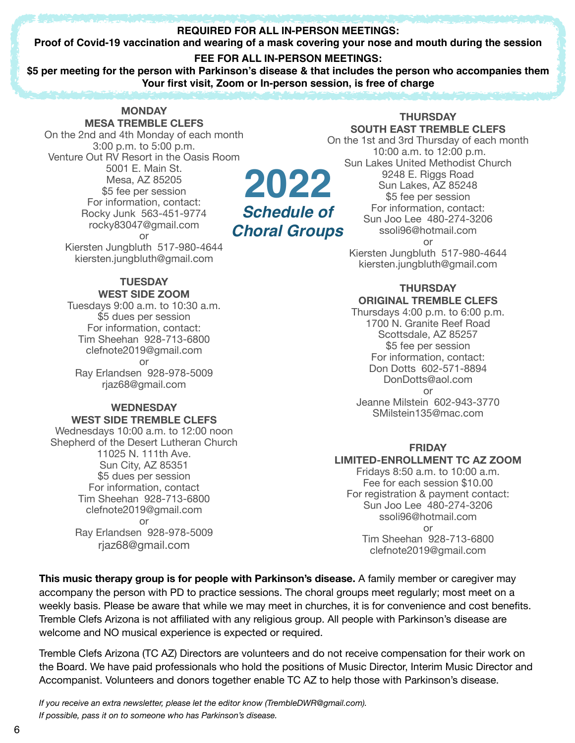**REQUIRED FOR ALL IN-PERSON MEETINGS:**
**Proof of Covid-19 vaccination and wearing of a mask covering your nose and mouth during the session**

**FEE FOR ALL IN-PERSON MEETINGS:**
**$5 per meeting for the person with Parkinson's disease & that includes the person who accompanies them**
**Your first visit, Zoom or In-person session, is free of charge**

# 2022

## *Schedule of Choral Groups*

**MONDAY**
**MESA TREMBLE CLEFS**
On the 2nd and 4th Monday of each month
3:00 p.m. to 5:00 p.m.
Venture Out RV Resort in the Oasis Room
5001 E. Main St.
Mesa, AZ 85205
$5 fee per session
For information, contact:
Rocky Junk 563-451-9774
rocky83047@gmail.com
or
Kiersten Jungbluth 517-980-4644
kiersten.jungbluth@gmail.com

**TUESDAY**
**WEST SIDE ZOOM**
Tuesdays 9:00 a.m. to 10:30 a.m.
$5 dues per session
For information, contact:
Tim Sheehan 928-713-6800
clefnote2019@gmail.com
or
Ray Erlandsen 928-978-5009
rjaz68@gmail.com

**WEDNESDAY**
**WEST SIDE TREMBLE CLEFS**
Wednesdays 10:00 a.m. to 12:00 noon
Shepherd of the Desert Lutheran Church
11025 N. 111th Ave.
Sun City, AZ 85351
$5 dues per session
For information, contact
Tim Sheehan 928-713-6800
clefnote2019@gmail.com
or
Ray Erlandsen 928-978-5009
rjaz68@gmail.com

**THURSDAY**
**SOUTH EAST TREMBLE CLEFS**
On the 1st and 3rd Thursday of each month
10:00 a.m. to 12:00 p.m.
Sun Lakes United Methodist Church
9248 E. Riggs Road
Sun Lakes, AZ 85248
$5 fee per session
For information, contact:
Sun Joo Lee 480-274-3206
ssoli96@hotmail.com
or
Kiersten Jungbluth 517-980-4644
kiersten.jungbluth@gmail.com

**THURSDAY**
**ORIGINAL TREMBLE CLEFS**
Thursdays 4:00 p.m. to 6:00 p.m.
1700 N. Granite Reef Road
Scottsdale, AZ 85257
$5 fee per session
For information, contact:
Don Dotts 602-571-8894
DonDotts@aol.com
or
Jeanne Milstein 602-943-3770
SMilstein135@mac.com

**FRIDAY**
**LIMITED-ENROLLMENT TC AZ ZOOM**
Fridays 8:50 a.m. to 10:00 a.m.
Fee for each session $10.00
For registration & payment contact:
Sun Joo Lee 480-274-3206
ssoli96@hotmail.com
or
Tim Sheehan 928-713-6800
clefnote2019@gmail.com

**This music therapy group is for people with Parkinson's disease.** A family member or caregiver may accompany the person with PD to practice sessions. The choral groups meet regularly; most meet on a weekly basis. Please be aware that while we may meet in churches, it is for convenience and cost benefits. Tremble Clefs Arizona is not affiliated with any religious group. All people with Parkinson's disease are welcome and NO musical experience is expected or required.

Tremble Clefs Arizona (TC AZ) Directors are volunteers and do not receive compensation for their work on the Board. We have paid professionals who hold the positions of Music Director, Interim Music Director and Accompanist. Volunteers and donors together enable TC AZ to help those with Parkinson's disease.

*If you receive an extra newsletter, please let the editor know (TrembleDWR@gmail.com).*
*If possible, pass it on to someone who has Parkinson's disease.*